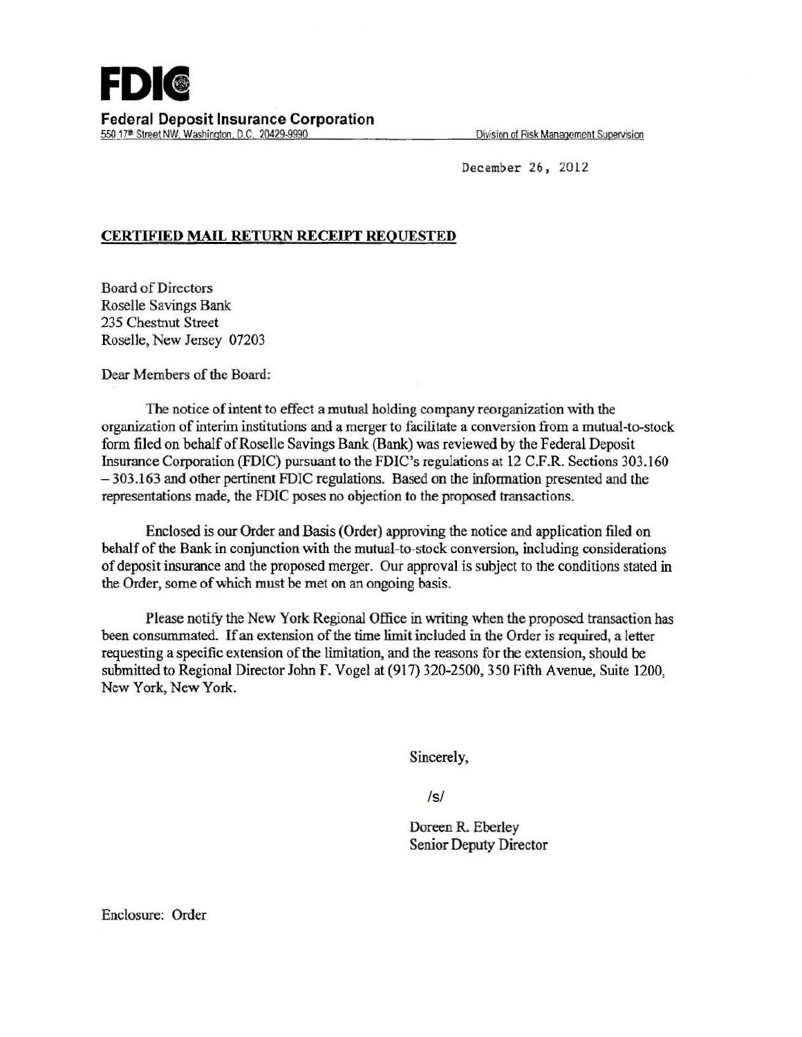**FDIC**

**Federal Deposit Insurance Corporation**
550 17th Street NW, Washington, D.C. 20429-9990 — Division of Risk Management Supervision

December 26, 2012

**CERTIFIED MAIL RETURN RECEIPT REQUESTED**

Board of Directors
Roselle Savings Bank
235 Chestnut Street
Roselle, New Jersey 07203

Dear Members of the Board:

The notice of intent to effect a mutual holding company reorganization with the organization of interim institutions and a merger to facilitate a conversion from a mutual-to-stock form filed on behalf of Roselle Savings Bank (Bank) was reviewed by the Federal Deposit Insurance Corporation (FDIC) pursuant to the FDIC's regulations at 12 C.F.R. Sections 303.160 – 303.163 and other pertinent FDIC regulations. Based on the information presented and the representations made, the FDIC poses no objection to the proposed transactions.

Enclosed is our Order and Basis (Order) approving the notice and application filed on behalf of the Bank in conjunction with the mutual-to-stock conversion, including considerations of deposit insurance and the proposed merger. Our approval is subject to the conditions stated in the Order, some of which must be met on an ongoing basis.

Please notify the New York Regional Office in writing when the proposed transaction has been consummated. If an extension of the time limit included in the Order is required, a letter requesting a specific extension of the limitation, and the reasons for the extension, should be submitted to Regional Director John F. Vogel at (917) 320-2500, 350 Fifth Avenue, Suite 1200, New York, New York.

Sincerely,

/s/

Doreen R. Eberley
Senior Deputy Director

Enclosure: Order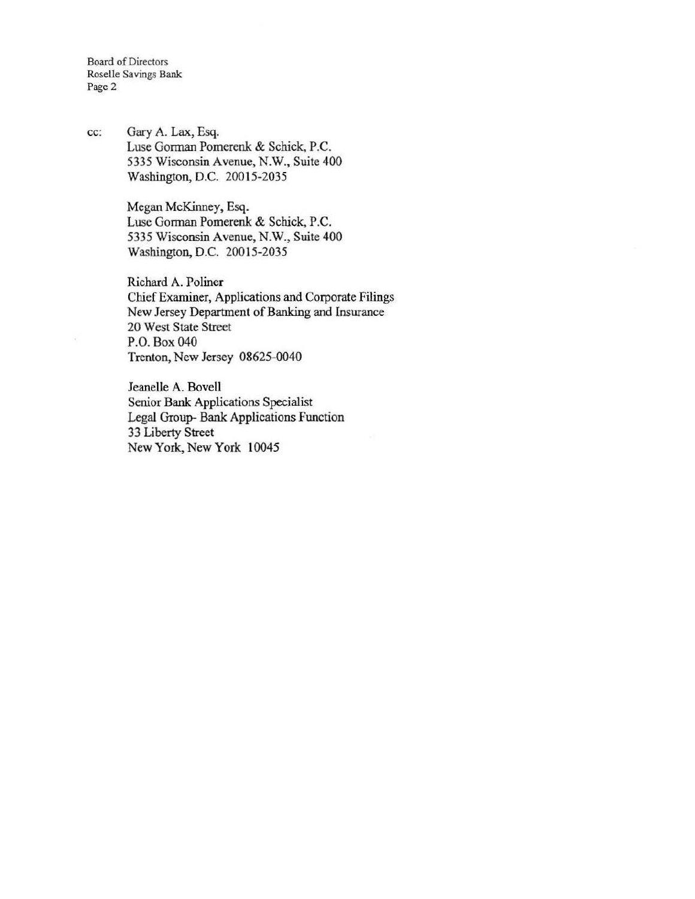cc: Gary A. Lax, Esq.
Luse Gorman Pomerenk & Schick, P.C.
5335 Wisconsin Avenue, N.W., Suite 400
Washington, D.C. 20015-2035

Megan McKinney, Esq.
Luse Gorman Pomerenk & Schick, P.C.
5335 Wisconsin Avenue, N.W., Suite 400
Washington, D.C. 20015-2035

Richard A. Poliner
Chief Examiner, Applications and Corporate Filings
New Jersey Department of Banking and Insurance
20 West State Street
P.O. Box 040
Trenton, New Jersey 08625-0040

Jeanelle A. Bovell
Senior Bank Applications Specialist
Legal Group- Bank Applications Function
33 Liberty Street
New York, New York 10045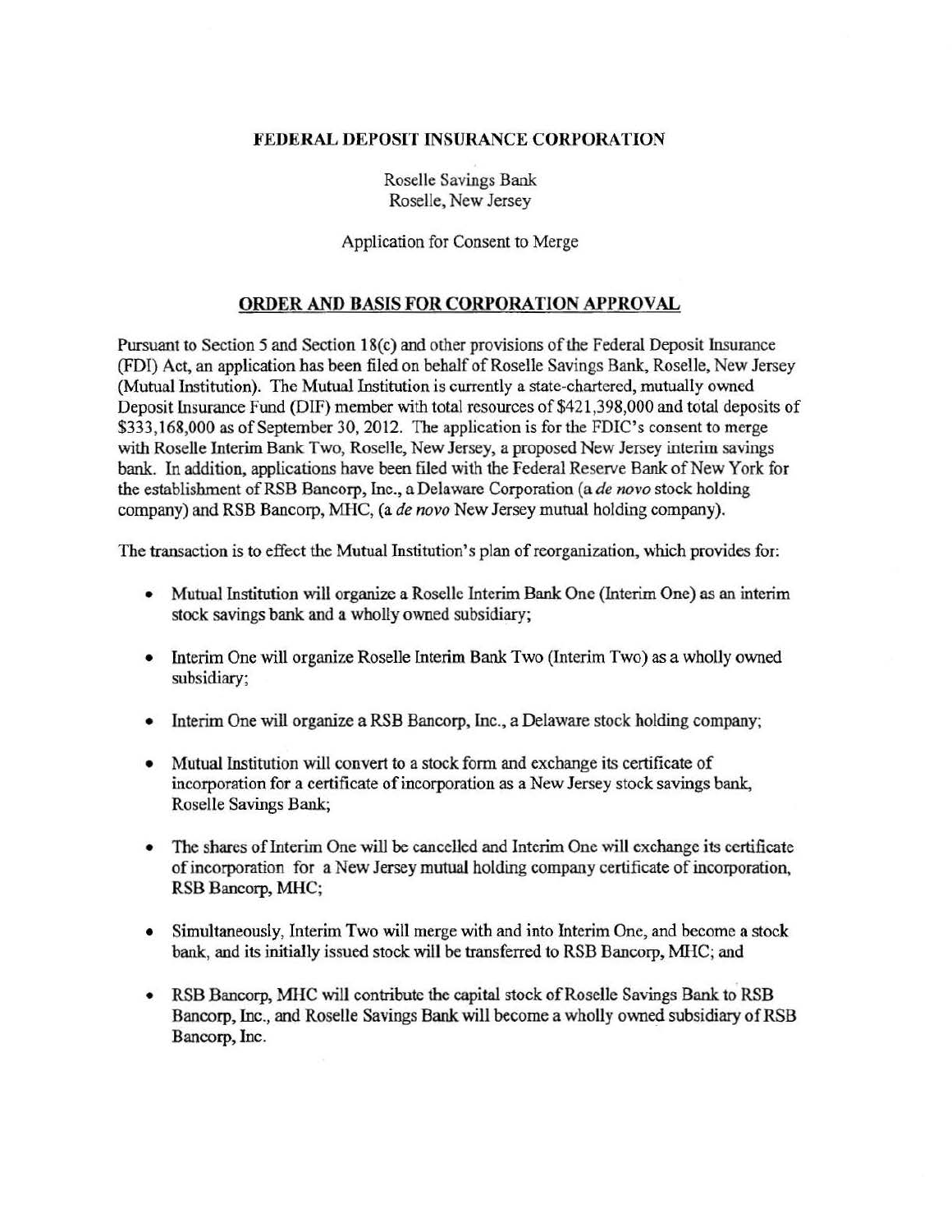**FEDERAL DEPOSIT INSURANCE CORPORATION**

Roselle Savings Bank
Roselle, New Jersey

Application for Consent to Merge

## ORDER AND BASIS FOR CORPORATION APPROVAL

Pursuant to Section 5 and Section 18(c) and other provisions of the Federal Deposit Insurance (FDI) Act, an application has been filed on behalf of Roselle Savings Bank, Roselle, New Jersey (Mutual Institution). The Mutual Institution is currently a state-chartered, mutually owned Deposit Insurance Fund (DIF) member with total resources of $421,398,000 and total deposits of $333,168,000 as of September 30, 2012. The application is for the FDIC's consent to merge with Roselle Interim Bank Two, Roselle, New Jersey, a proposed New Jersey interim savings bank. In addition, applications have been filed with the Federal Reserve Bank of New York for the establishment of RSB Bancorp, Inc., a Delaware Corporation (a *de novo* stock holding company) and RSB Bancorp, MHC, (a *de novo* New Jersey mutual holding company).

The transaction is to effect the Mutual Institution's plan of reorganization, which provides for:

- Mutual Institution will organize a Roselle Interim Bank One (Interim One) as an interim stock savings bank and a wholly owned subsidiary;
- Interim One will organize Roselle Interim Bank Two (Interim Two) as a wholly owned subsidiary;
- Interim One will organize a RSB Bancorp, Inc., a Delaware stock holding company;
- Mutual Institution will convert to a stock form and exchange its certificate of incorporation for a certificate of incorporation as a New Jersey stock savings bank, Roselle Savings Bank;
- The shares of Interim One will be cancelled and Interim One will exchange its certificate of incorporation for a New Jersey mutual holding company certificate of incorporation, RSB Bancorp, MHC;
- Simultaneously, Interim Two will merge with and into Interim One, and become a stock bank, and its initially issued stock will be transferred to RSB Bancorp, MHC; and
- RSB Bancorp, MHC will contribute the capital stock of Roselle Savings Bank to RSB Bancorp, Inc., and Roselle Savings Bank will become a wholly owned subsidiary of RSB Bancorp, Inc.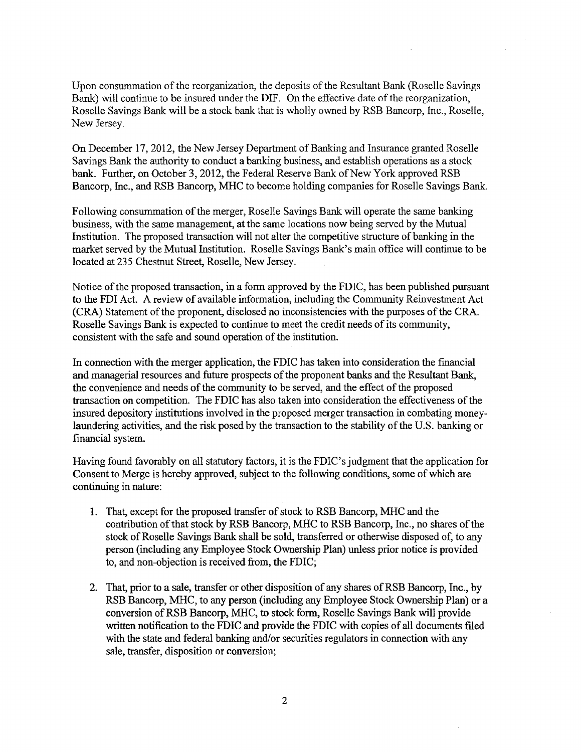Upon consummation of the reorganization, the deposits of the Resultant Bank (Roselle Savings Bank) will continue to be insured under the DIF. On the effective date of the reorganization, Roselle Savings Bank will be a stock bank that is wholly owned by RSB Bancorp, Inc., Roselle, New Jersey.

On December 17, 2012, the New Jersey Department of Banking and Insurance granted Roselle Savings Bank the authority to conduct a banking business, and establish operations as a stock bank. Further, on October 3, 2012, the Federal Reserve Bank of New York approved RSB Bancorp, Inc., and RSB Bancorp, MHC to become holding companies for Roselle Savings Bank.

Following consummation of the merger, Roselle Savings Bank will operate the same banking business, with the same management, at the same locations now being served by the Mutual Institution. The proposed transaction will not alter the competitive structure of banking in the market served by the Mutual Institution. Roselle Savings Bank's main office will continue to be located at 235 Chestnut Street, Roselle, New Jersey.

Notice of the proposed transaction, in a form approved by the FDIC, has been published pursuant to the FDI Act. A review of available information, including the Community Reinvestment Act (CRA) Statement of the proponent, disclosed no inconsistencies with the purposes of the CRA. Roselle Savings Bank is expected to continue to meet the credit needs of its community, consistent with the safe and sound operation of the institution.

In connection with the merger application, the FDIC has taken into consideration the financial and managerial resources and future prospects of the proponent banks and the Resultant Bank, the convenience and needs of the community to be served, and the effect of the proposed transaction on competition. The FDIC has also taken into consideration the effectiveness of the insured depository institutions involved in the proposed merger transaction in combating money-laundering activities, and the risk posed by the transaction to the stability of the U.S. banking or financial system.

Having found favorably on all statutory factors, it is the FDIC's judgment that the application for Consent to Merge is hereby approved, subject to the following conditions, some of which are continuing in nature:

1. That, except for the proposed transfer of stock to RSB Bancorp, MHC and the contribution of that stock by RSB Bancorp, MHC to RSB Bancorp, Inc., no shares of the stock of Roselle Savings Bank shall be sold, transferred or otherwise disposed of, to any person (including any Employee Stock Ownership Plan) unless prior notice is provided to, and non-objection is received from, the FDIC;

2. That, prior to a sale, transfer or other disposition of any shares of RSB Bancorp, Inc., by RSB Bancorp, MHC, to any person (including any Employee Stock Ownership Plan) or a conversion of RSB Bancorp, MHC, to stock form, Roselle Savings Bank will provide written notification to the FDIC and provide the FDIC with copies of all documents filed with the state and federal banking and/or securities regulators in connection with any sale, transfer, disposition or conversion;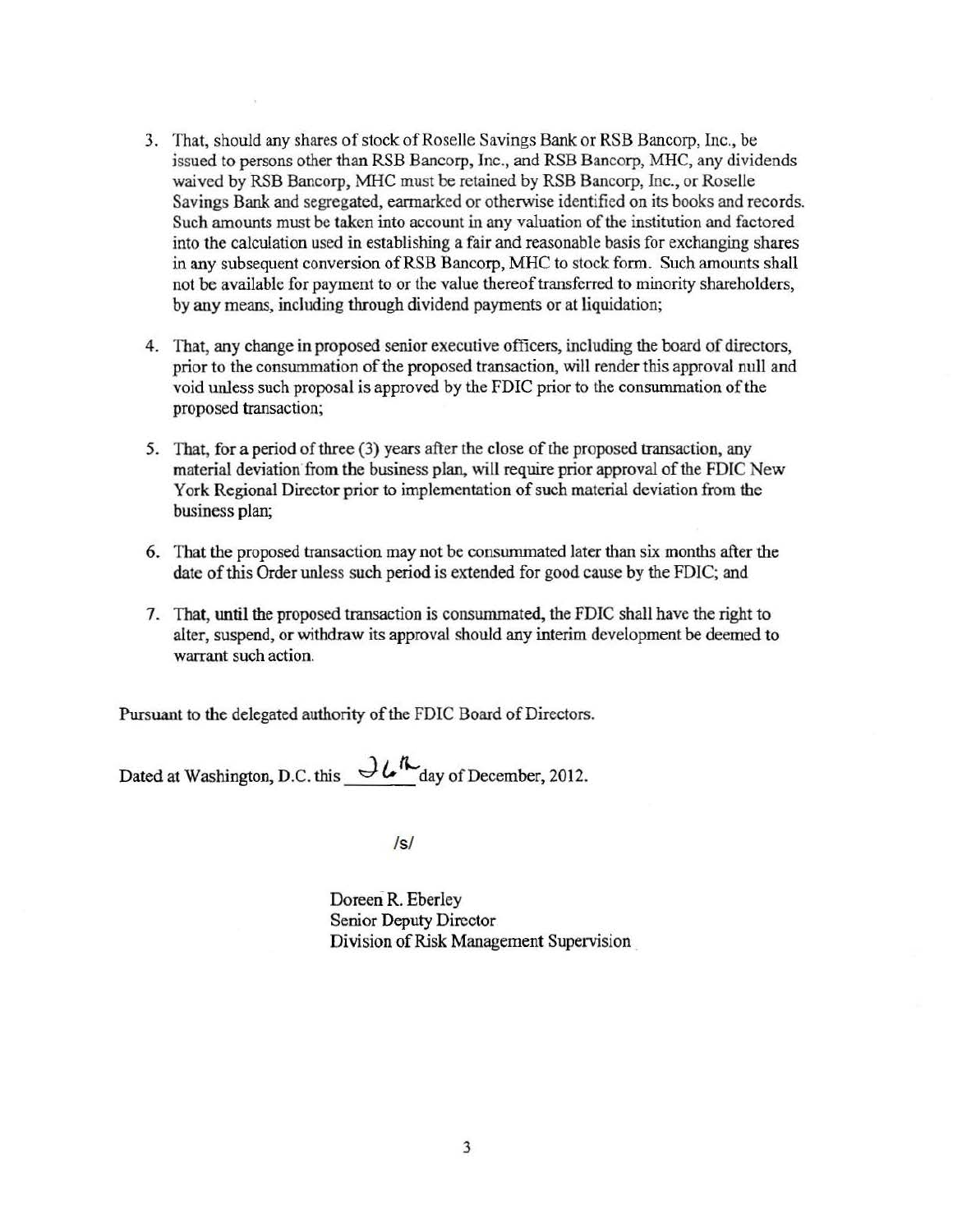3. That, should any shares of stock of Roselle Savings Bank or RSB Bancorp, Inc., be issued to persons other than RSB Bancorp, Inc., and RSB Bancorp, MHC, any dividends waived by RSB Bancorp, MHC must be retained by RSB Bancorp, Inc., or Roselle Savings Bank and segregated, earmarked or otherwise identified on its books and records. Such amounts must be taken into account in any valuation of the institution and factored into the calculation used in establishing a fair and reasonable basis for exchanging shares in any subsequent conversion of RSB Bancorp, MHC to stock form. Such amounts shall not be available for payment to or the value thereof transferred to minority shareholders, by any means, including through dividend payments or at liquidation;

4. That, any change in proposed senior executive officers, including the board of directors, prior to the consummation of the proposed transaction, will render this approval null and void unless such proposal is approved by the FDIC prior to the consummation of the proposed transaction;

5. That, for a period of three (3) years after the close of the proposed transaction, any material deviation from the business plan, will require prior approval of the FDIC New York Regional Director prior to implementation of such material deviation from the business plan;

6. That the proposed transaction may not be consummated later than six months after the date of this Order unless such period is extended for good cause by the FDIC; and

7. That, until the proposed transaction is consummated, the FDIC shall have the right to alter, suspend, or withdraw its approval should any interim development be deemed to warrant such action.

Pursuant to the delegated authority of the FDIC Board of Directors.

Dated at Washington, D.C. this 26th day of December, 2012.

/s/

Doreen R. Eberley
Senior Deputy Director
Division of Risk Management Supervision